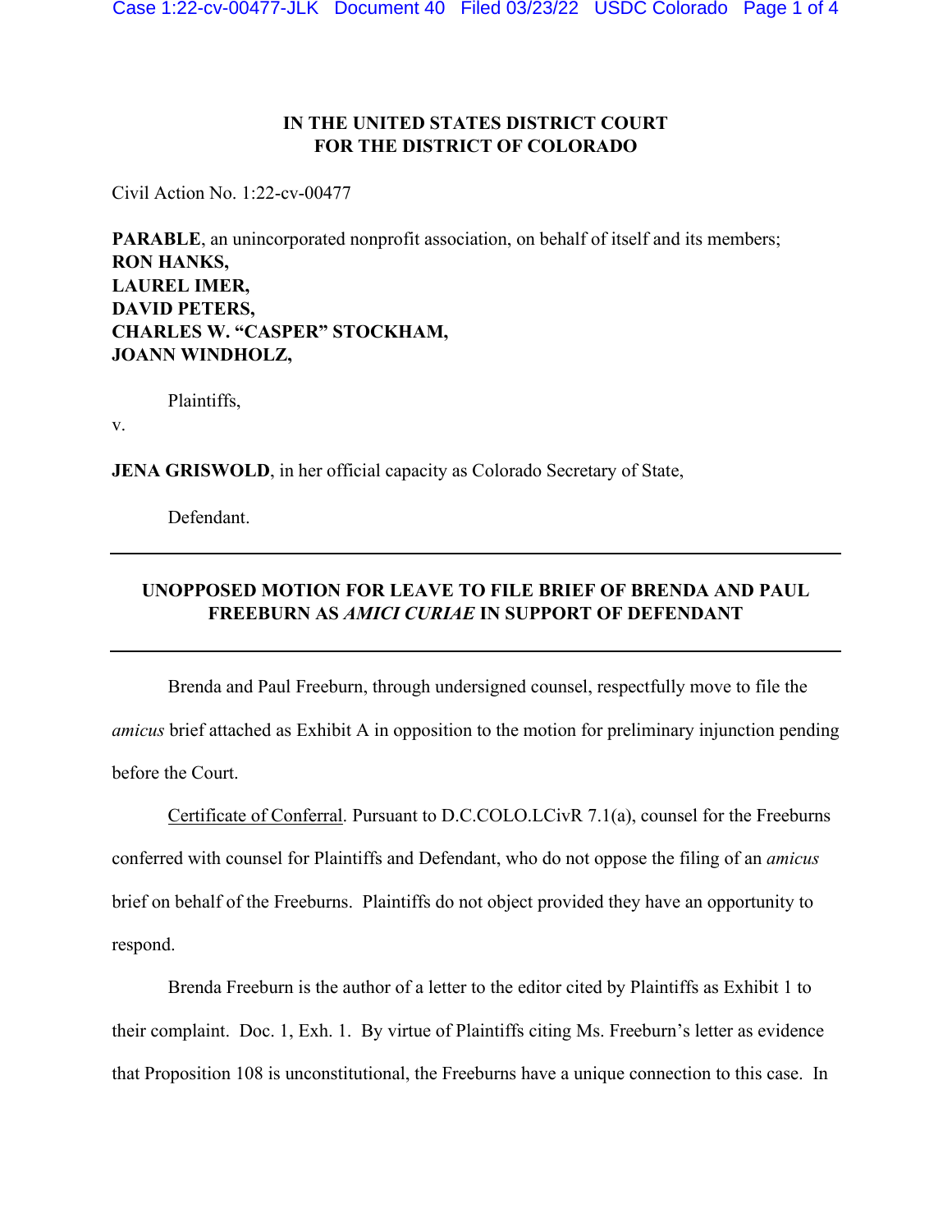IN THE UNITED STATES DISTRICT COURT
FOR THE DISTRICT OF COLORADO

Civil Action No. 1:22-cv-00477

**PARABLE**, an unincorporated nonprofit association, on behalf of itself and its members;
**RON HANKS,**
**LAUREL IMER,**
**DAVID PETERS,**
**CHARLES W. "CASPER" STOCKHAM,**
**JOANN WINDHOLZ,**

Plaintiffs,

v.

**JENA GRISWOLD**, in her official capacity as Colorado Secretary of State,

Defendant.

---

**UNOPPOSED MOTION FOR LEAVE TO FILE BRIEF OF BRENDA AND PAUL FREEBURN AS *AMICI CURIAE* IN SUPPORT OF DEFENDANT**

---

Brenda and Paul Freeburn, through undersigned counsel, respectfully move to file the *amicus* brief attached as Exhibit A in opposition to the motion for preliminary injunction pending before the Court.

Certificate of Conferral. Pursuant to D.C.COLO.LCivR 7.1(a), counsel for the Freeburns conferred with counsel for Plaintiffs and Defendant, who do not oppose the filing of an *amicus* brief on behalf of the Freeburns. Plaintiffs do not object provided they have an opportunity to respond.

Brenda Freeburn is the author of a letter to the editor cited by Plaintiffs as Exhibit 1 to their complaint. Doc. 1, Exh. 1. By virtue of Plaintiffs citing Ms. Freeburn's letter as evidence that Proposition 108 is unconstitutional, the Freeburns have a unique connection to this case. In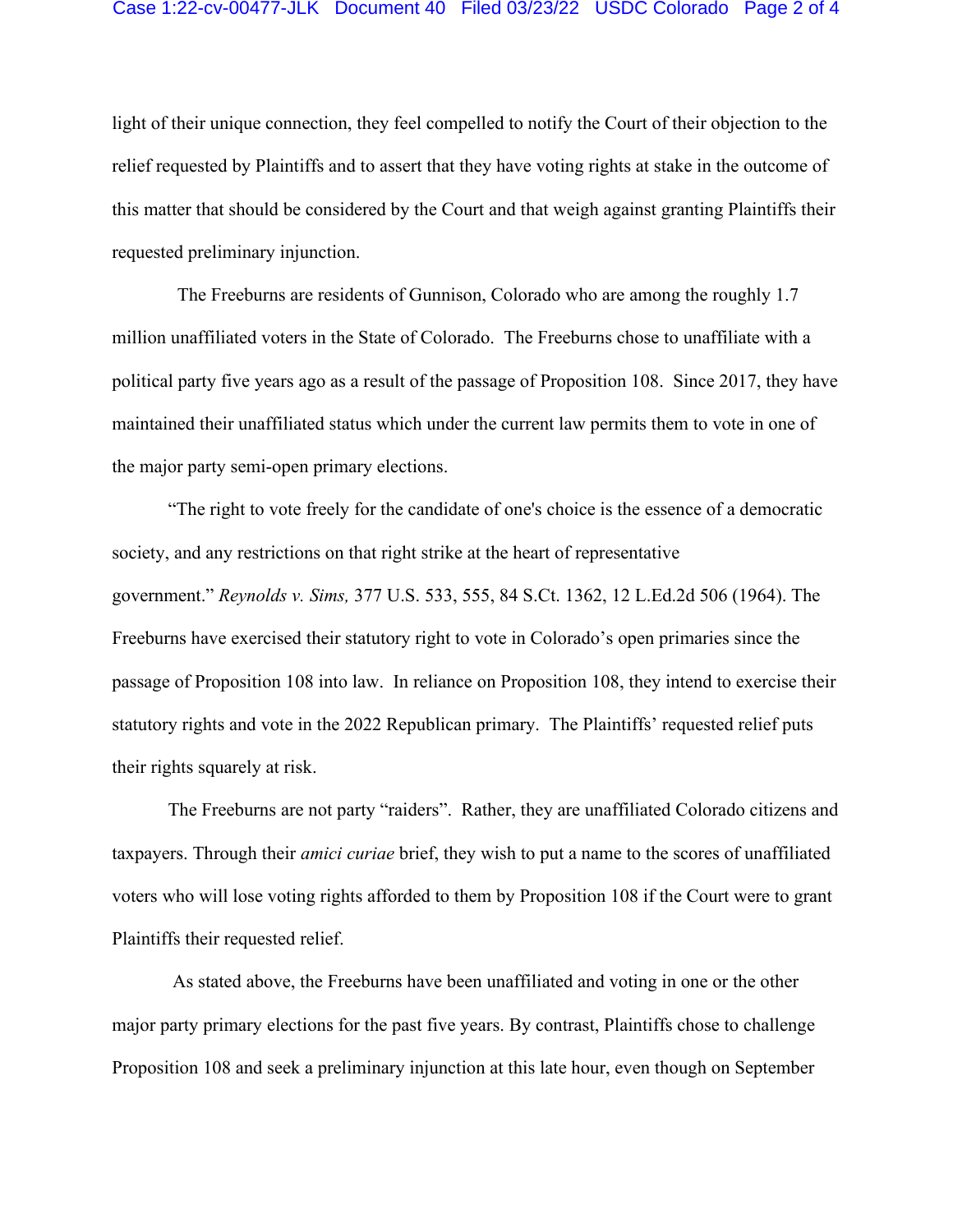light of their unique connection, they feel compelled to notify the Court of their objection to the relief requested by Plaintiffs and to assert that they have voting rights at stake in the outcome of this matter that should be considered by the Court and that weigh against granting Plaintiffs their requested preliminary injunction.

The Freeburns are residents of Gunnison, Colorado who are among the roughly 1.7 million unaffiliated voters in the State of Colorado. The Freeburns chose to unaffiliate with a political party five years ago as a result of the passage of Proposition 108. Since 2017, they have maintained their unaffiliated status which under the current law permits them to vote in one of the major party semi-open primary elections.

"The right to vote freely for the candidate of one's choice is the essence of a democratic society, and any restrictions on that right strike at the heart of representative government." *Reynolds v. Sims,* 377 U.S. 533, 555, 84 S.Ct. 1362, 12 L.Ed.2d 506 (1964). The Freeburns have exercised their statutory right to vote in Colorado's open primaries since the passage of Proposition 108 into law. In reliance on Proposition 108, they intend to exercise their statutory rights and vote in the 2022 Republican primary. The Plaintiffs' requested relief puts their rights squarely at risk.

The Freeburns are not party "raiders". Rather, they are unaffiliated Colorado citizens and taxpayers. Through their *amici curiae* brief, they wish to put a name to the scores of unaffiliated voters who will lose voting rights afforded to them by Proposition 108 if the Court were to grant Plaintiffs their requested relief.

As stated above, the Freeburns have been unaffiliated and voting in one or the other major party primary elections for the past five years. By contrast, Plaintiffs chose to challenge Proposition 108 and seek a preliminary injunction at this late hour, even though on September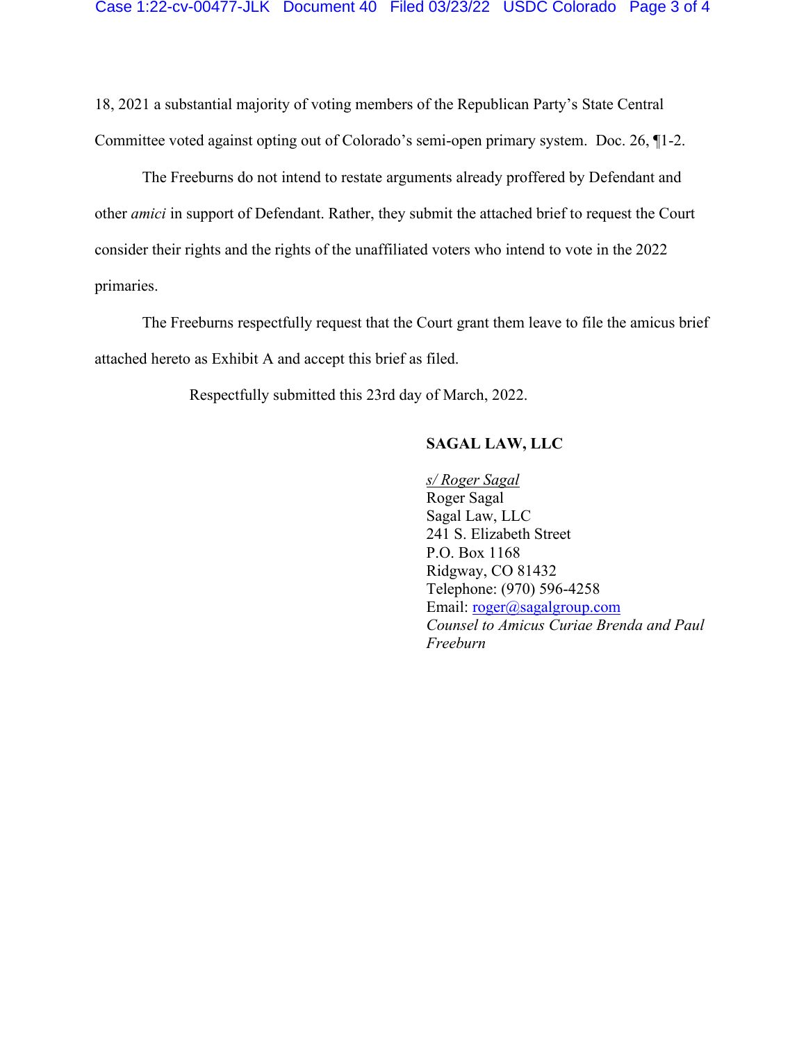18, 2021 a substantial majority of voting members of the Republican Party's State Central Committee voted against opting out of Colorado's semi-open primary system. Doc. 26, ¶1-2.

The Freeburns do not intend to restate arguments already proffered by Defendant and other *amici* in support of Defendant. Rather, they submit the attached brief to request the Court consider their rights and the rights of the unaffiliated voters who intend to vote in the 2022 primaries.

The Freeburns respectfully request that the Court grant them leave to file the amicus brief attached hereto as Exhibit A and accept this brief as filed.

Respectfully submitted this 23rd day of March, 2022.

**SAGAL LAW, LLC**

*s/ Roger Sagal*
Roger Sagal
Sagal Law, LLC
241 S. Elizabeth Street
P.O. Box 1168
Ridgway, CO 81432
Telephone: (970) 596-4258
Email: roger@sagalgroup.com
*Counsel to Amicus Curiae Brenda and Paul Freeburn*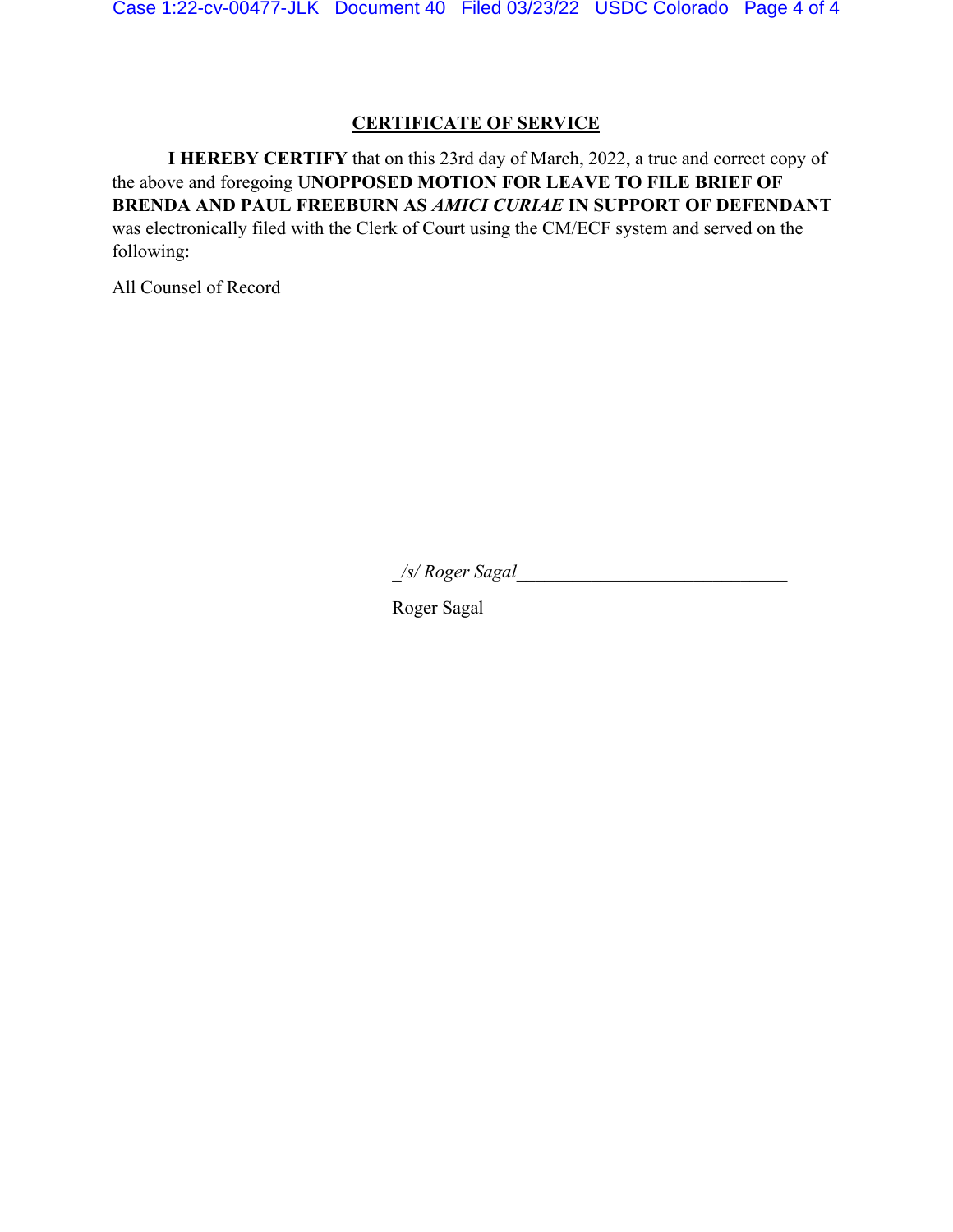## CERTIFICATE OF SERVICE

**I HEREBY CERTIFY** that on this 23rd day of March, 2022, a true and correct copy of the above and foregoing U**NOPPOSED MOTION FOR LEAVE TO FILE BRIEF OF BRENDA AND PAUL FREEBURN AS *AMICI CURIAE* IN SUPPORT OF DEFENDANT** was electronically filed with the Clerk of Court using the CM/ECF system and served on the following:

All Counsel of Record

_*/s/ Roger Sagal*______________________________

Roger Sagal